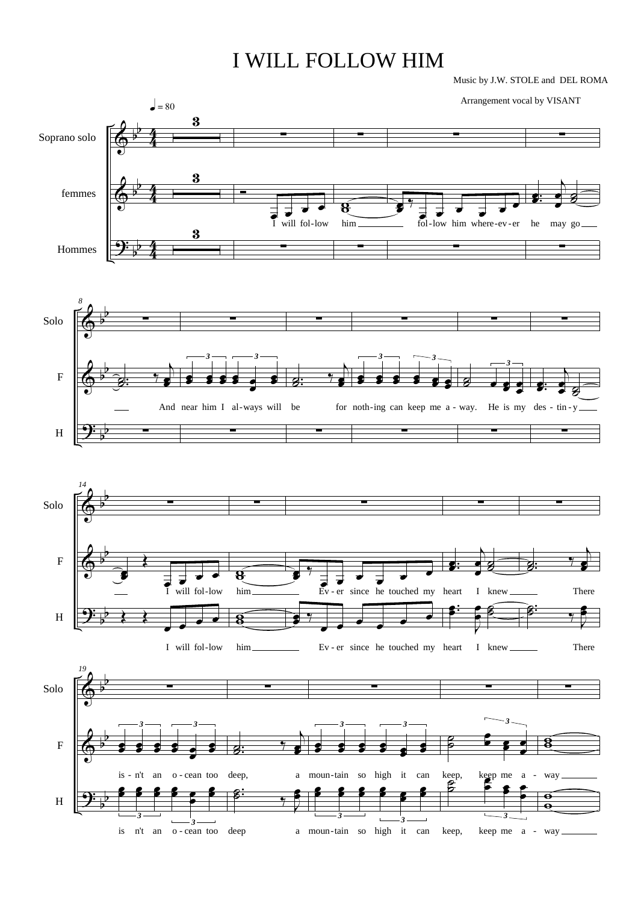# I WILL FOLLOW HIM

Music by J.W. STOLE and DEL ROMA

Arrangement vocal by VISANT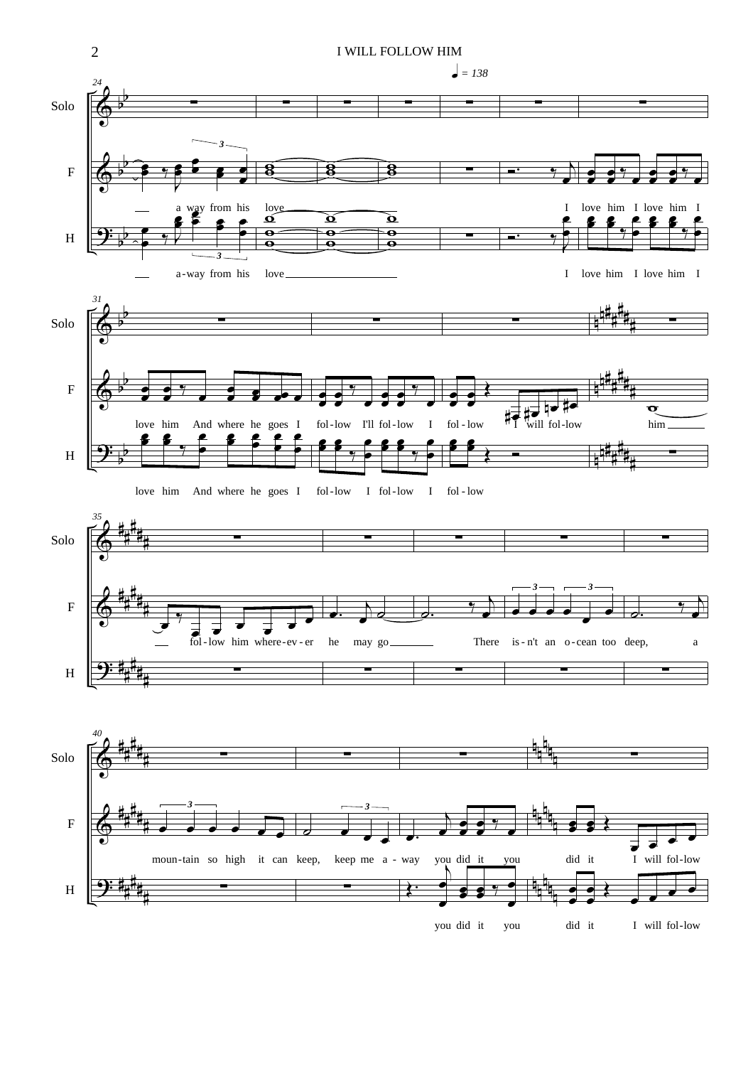♩ = 138

24

Solo

F

— a way from his love I love him I love him I

H

— a-way from his love I love him I love him I

31

Solo

F

love him And where he goes I fol-low I'll fol-low I fol-low I will fol-low him

H

love him And where he goes I fol-low I fol-low I fol-low

35

Solo

F

— fol-low him where-ev-er he may go There is-n't an o-cean too deep, a

H

40

Solo

F

moun-tain so high it can keep, keep me a-way you did it you did it I will fol-low

H

you did it you did it I will fol-low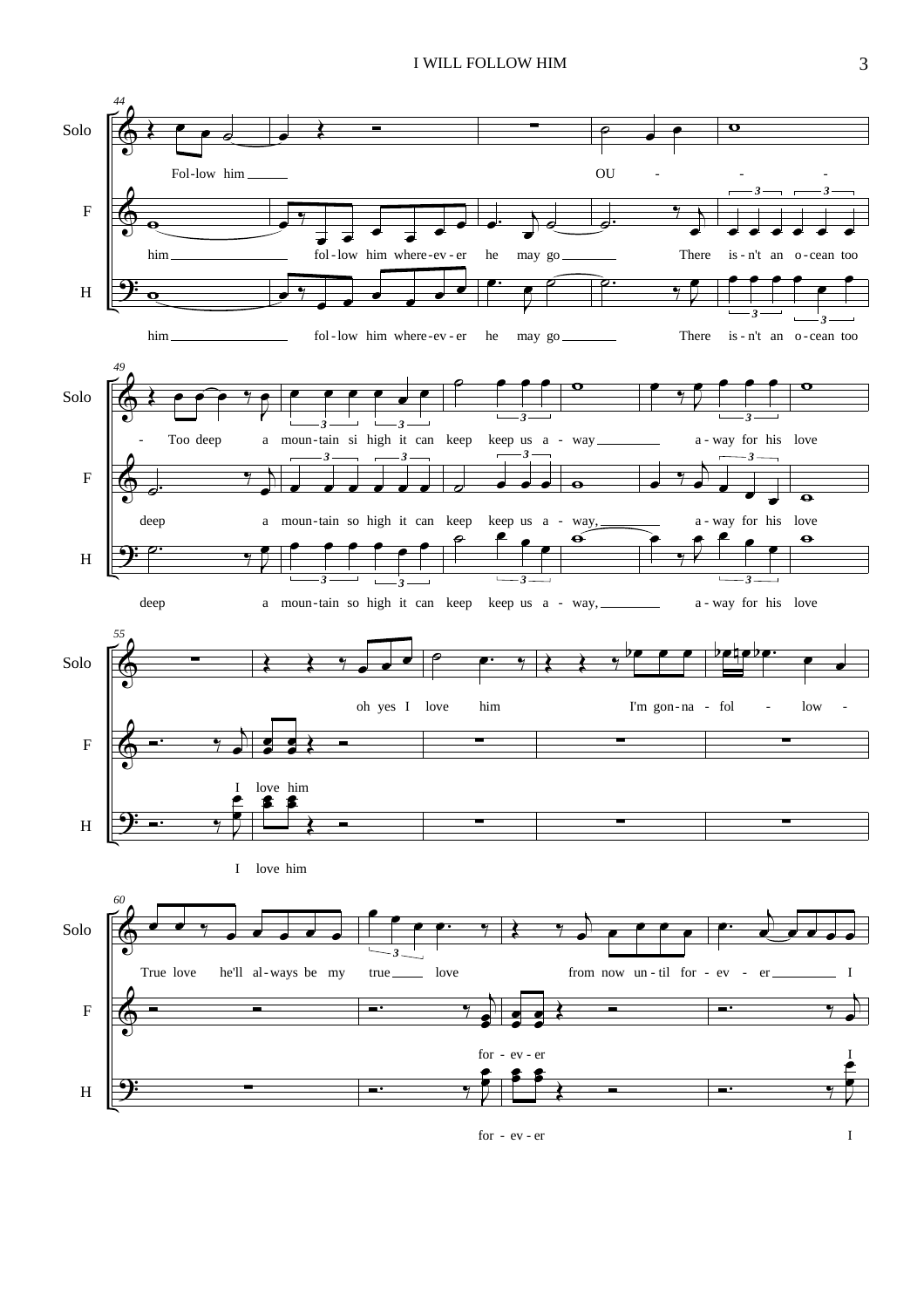Solo

F

H

Fol-low him

OU - - -

him fol-low him where-ev-er he may go There is-n't an o-cean too

him fol-low him where-ev-er he may go There is-n't an o-cean too

- Too deep a moun-tain si high it can keep keep us a - way a-way for his love

deep a moun-tain so high it can keep keep us a - way, a-way for his love

deep a moun-tain so high it can keep keep us a - way, a-way for his love

oh yes I love him I'm gon-na - fol - low -

I love him

I love him

True love he'll al-ways be my true love from now un-til for - ev - er I

for - ev - er I

for - ev - er I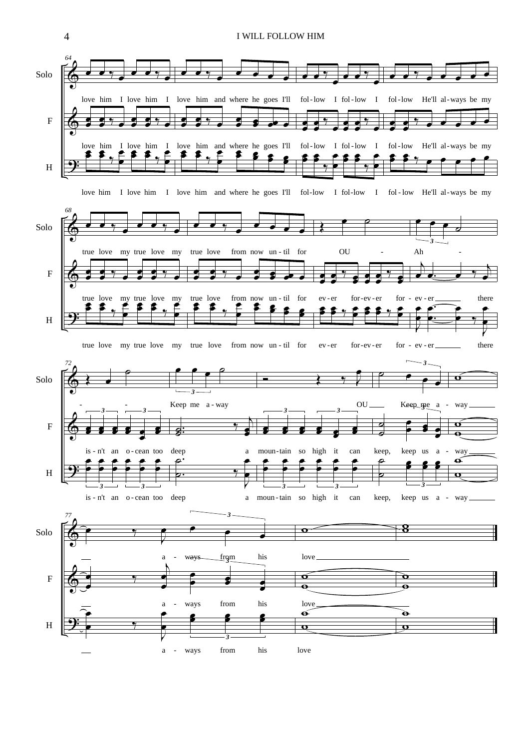64

Solo: love him I love him I love him and where he goes I'll fol-low I fol-low I fol-low He'll al-ways be my

F: love him I love him I love him and where he goes I'll fol-low I fol-low I fol-low He'll al-ways be my

H: love him I love him I love him and where he goes I'll fol-low I fol-low I fol-low He'll al-ways be my

68

Solo: true love my true love my true love from now un-til for OU - Ah -

F: true love my true love my true love from now un-til for ev-er for-ev-er for-ev-er there

H: true love my true love my true love from now un-til for ev-er for-ev-er for-ev-er there

72

Solo: - - Keep me a-way OU Keep me a - way

F: is-n't an o-cean too deep a moun-tain so high it can keep, keep us a - way

H: is-n't an o-cean too deep a moun-tain so high it can keep, keep us a - way

77

Solo: a - ways from his love

F: a - ways from his love

H: a - ways from his love